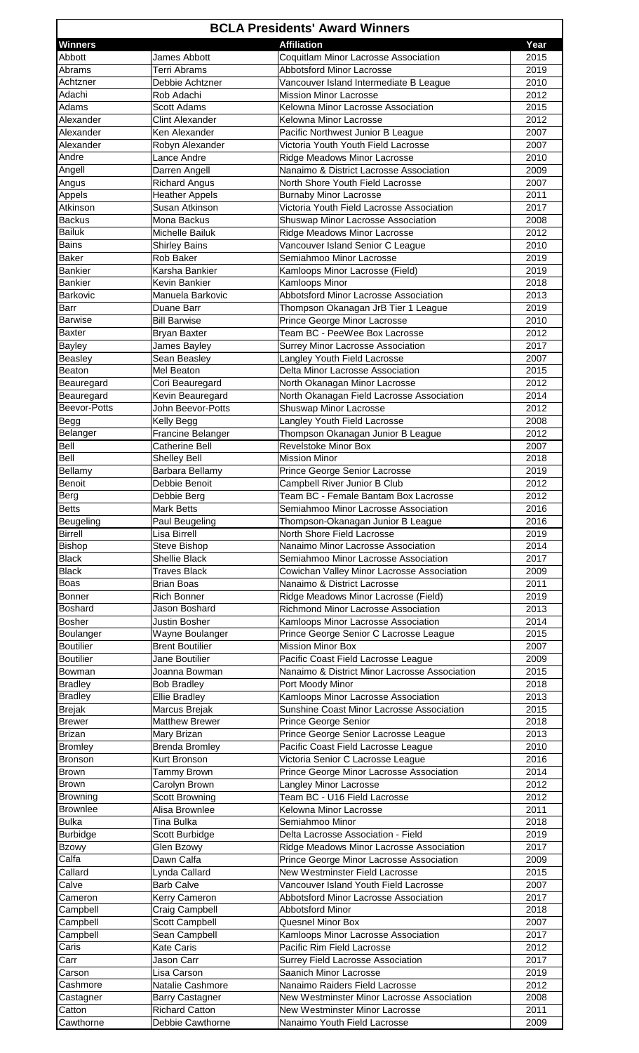# BCLA Presidents' Award Winners

| Winners | | Affiliation | Year |
|---|---|---|---|
| Abbott | James Abbott | Coquitlam Minor Lacrosse Association | 2015 |
| Abrams | Terri Abrams | Abbotsford Minor Lacrosse | 2019 |
| Achtzner | Debbie Achtzner | Vancouver Island Intermediate B League | 2010 |
| Adachi | Rob Adachi | Mission Minor Lacrosse | 2012 |
| Adams | Scott Adams | Kelowna Minor Lacrosse Association | 2015 |
| Alexander | Clint Alexander | Kelowna Minor Lacrosse | 2012 |
| Alexander | Ken Alexander | Pacific Northwest Junior B League | 2007 |
| Alexander | Robyn Alexander | Victoria Youth Youth Field Lacrosse | 2007 |
| Andre | Lance Andre | Ridge Meadows Minor Lacrosse | 2010 |
| Angell | Darren Angell | Nanaimo & District Lacrosse Association | 2009 |
| Angus | Richard Angus | North Shore Youth Field Lacrosse | 2007 |
| Appels | Heather Appels | Burnaby Minor Lacrosse | 2011 |
| Atkinson | Susan Atkinson | Victoria Youth Field Lacrosse Association | 2017 |
| Backus | Mona Backus | Shuswap Minor Lacrosse Association | 2008 |
| Bailuk | Michelle Bailuk | Ridge Meadows Minor Lacrosse | 2012 |
| Bains | Shirley Bains | Vancouver Island Senior C League | 2010 |
| Baker | Rob Baker | Semiahmoo Minor Lacrosse | 2019 |
| Bankier | Karsha Bankier | Kamloops Minor Lacrosse (Field) | 2019 |
| Bankier | Kevin Bankier | Kamloops Minor | 2018 |
| Barkovic | Manuela Barkovic | Abbotsford Minor Lacrosse Association | 2013 |
| Barr | Duane Barr | Thompson Okanagan JrB Tier 1 League | 2019 |
| Barwise | Bill Barwise | Prince George Minor Lacrosse | 2010 |
| Baxter | Bryan Baxter | Team BC - PeeWee Box Lacrosse | 2012 |
| Bayley | James Bayley | Surrey Minor Lacrosse Association | 2017 |
| Beasley | Sean Beasley | Langley Youth Field Lacrosse | 2007 |
| Beaton | Mel Beaton | Delta Minor Lacrosse Association | 2015 |
| Beauregard | Cori Beauregard | North Okanagan Minor Lacrosse | 2012 |
| Beauregard | Kevin Beauregard | North Okanagan Field Lacrosse Association | 2014 |
| Beevor-Potts | John Beevor-Potts | Shuswap Minor Lacrosse | 2012 |
| Begg | Kelly Begg | Langley Youth Field Lacrosse | 2008 |
| Belanger | Francine Belanger | Thompson Okanagan Junior B League | 2012 |
| Bell | Catherine Bell | Revelstoke Minor Box | 2007 |
| Bell | Shelley Bell | Mission Minor | 2018 |
| Bellamy | Barbara Bellamy | Prince George Senior Lacrosse | 2019 |
| Benoit | Debbie Benoit | Campbell River Junior B Club | 2012 |
| Berg | Debbie Berg | Team BC - Female Bantam Box Lacrosse | 2012 |
| Betts | Mark Betts | Semiahmoo Minor Lacrosse Association | 2016 |
| Beugeling | Paul Beugeling | Thompson-Okanagan Junior B League | 2016 |
| Birrell | Lisa Birrell | North Shore Field Lacrosse | 2019 |
| Bishop | Steve Bishop | Nanaimo Minor Lacrosse Association | 2014 |
| Black | Shellie Black | Semiahmoo Minor Lacrosse Association | 2017 |
| Black | Traves Black | Cowichan Valley Minor Lacrosse Association | 2009 |
| Boas | Brian Boas | Nanaimo & District Lacrosse | 2011 |
| Bonner | Rich Bonner | Ridge Meadows Minor Lacrosse (Field) | 2019 |
| Boshard | Jason Boshard | Richmond Minor Lacrosse Association | 2013 |
| Bosher | Justin Bosher | Kamloops Minor Lacrosse Association | 2014 |
| Boulanger | Wayne Boulanger | Prince George Senior C Lacrosse League | 2015 |
| Boutilier | Brent Boutilier | Mission Minor Box | 2007 |
| Boutilier | Jane Boutilier | Pacific Coast Field Lacrosse League | 2009 |
| Bowman | Joanna Bowman | Nanaimo & District Minor Lacrosse Association | 2015 |
| Bradley | Bob Bradley | Port Moody Minor | 2018 |
| Bradley | Ellie Bradley | Kamloops Minor Lacrosse Association | 2013 |
| Brejak | Marcus Brejak | Sunshine Coast Minor Lacrosse Association | 2015 |
| Brewer | Matthew Brewer | Prince George Senior | 2018 |
| Brizan | Mary Brizan | Prince George Senior Lacrosse League | 2013 |
| Bromley | Brenda Bromley | Pacific Coast Field Lacrosse League | 2010 |
| Bronson | Kurt Bronson | Victoria Senior C Lacrosse League | 2016 |
| Brown | Tammy Brown | Prince George Minor Lacrosse Association | 2014 |
| Brown | Carolyn Brown | Langley Minor Lacrosse | 2012 |
| Browning | Scott Browning | Team BC - U16 Field Lacrosse | 2012 |
| Brownlee | Alisa Brownlee | Kelowna Minor Lacrosse | 2011 |
| Bulka | Tina Bulka | Semiahmoo Minor | 2018 |
| Burbidge | Scott Burbidge | Delta Lacrosse Association - Field | 2019 |
| Bzowy | Glen Bzowy | Ridge Meadows Minor Lacrosse Association | 2017 |
| Calfa | Dawn Calfa | Prince George Minor Lacrosse Association | 2009 |
| Callard | Lynda Callard | New Westminster Field Lacrosse | 2015 |
| Calve | Barb Calve | Vancouver Island Youth Field Lacrosse | 2007 |
| Cameron | Kerry Cameron | Abbotsford Minor Lacrosse Association | 2017 |
| Campbell | Craig Campbell | Abbotsford Minor | 2018 |
| Campbell | Scott Campbell | Quesnel Minor Box | 2007 |
| Campbell | Sean Campbell | Kamloops Minor Lacrosse Association | 2017 |
| Caris | Kate Caris | Pacific Rim Field Lacrosse | 2012 |
| Carr | Jason Carr | Surrey Field Lacrosse Association | 2017 |
| Carson | Lisa Carson | Saanich Minor Lacrosse | 2019 |
| Cashmore | Natalie Cashmore | Nanaimo Raiders Field Lacrosse | 2012 |
| Castagner | Barry Castagner | New Westminster Minor Lacrosse Association | 2008 |
| Catton | Richard Catton | New Westminster Minor Lacrosse | 2011 |
| Cawthorne | Debbie Cawthorne | Nanaimo Youth Field Lacrosse | 2009 |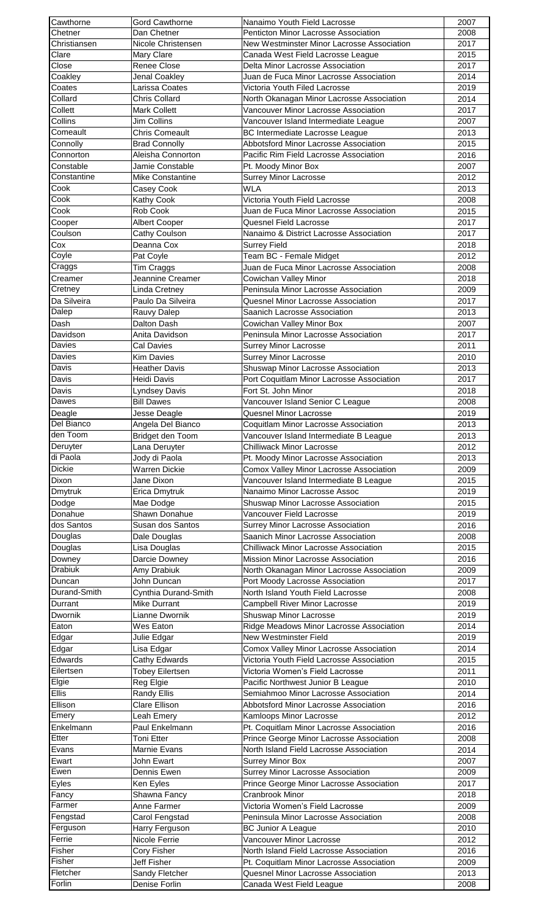| Cawthorne | Gord Cawthorne | Nanaimo Youth Field Lacrosse | 2007 |
|---|---|---|---|
| Chetner | Dan Chetner | Penticton Minor Lacrosse Association | 2008 |
| Christiansen | Nicole Christensen | New Westminster Minor Lacrosse Association | 2017 |
| Clare | Mary Clare | Canada West Field Lacrosse League | 2015 |
| Close | Renee Close | Delta Minor Lacrosse Association | 2017 |
| Coakley | Jenal Coakley | Juan de Fuca Minor Lacrosse Association | 2014 |
| Coates | Larissa Coates | Victoria Youth Filed Lacrosse | 2019 |
| Collard | Chris Collard | North Okanagan Minor Lacrosse Association | 2014 |
| Collett | Mark Collett | Vancouver Minor Lacrosse Association | 2017 |
| Collins | Jim Collins | Vancouver Island Intermediate League | 2007 |
| Comeault | Chris Comeault | BC Intermediate Lacrosse League | 2013 |
| Connolly | Brad Connolly | Abbotsford Minor Lacrosse Association | 2015 |
| Connorton | Aleisha Connorton | Pacific Rim Field Lacrosse Association | 2016 |
| Constable | Jamie Constable | Pt. Moody Minor Box | 2007 |
| Constantine | Mike Constantine | Surrey Minor Lacrosse | 2012 |
| Cook | Casey Cook | WLA | 2013 |
| Cook | Kathy Cook | Victoria Youth Field Lacrosse | 2008 |
| Cook | Rob Cook | Juan de Fuca Minor Lacrosse Association | 2015 |
| Cooper | Albert Cooper | Quesnel Field Lacrosse | 2017 |
| Coulson | Cathy Coulson | Nanaimo & District Lacrosse Association | 2017 |
| Cox | Deanna Cox | Surrey Field | 2018 |
| Coyle | Pat Coyle | Team BC - Female Midget | 2012 |
| Craggs | Tim Craggs | Juan de Fuca Minor Lacrosse Association | 2008 |
| Creamer | Jeannine Creamer | Cowichan Valley Minor | 2018 |
| Cretney | Linda Cretney | Peninsula Minor Lacrosse Association | 2009 |
| Da Silveira | Paulo Da Silveira | Quesnel Minor Lacrosse Association | 2017 |
| Dalep | Rauvy Dalep | Saanich Lacrosse Association | 2013 |
| Dash | Dalton Dash | Cowichan Valley Minor Box | 2007 |
| Davidson | Anita Davidson | Peninsula Minor Lacrosse Association | 2017 |
| Davies | Cal Davies | Surrey Minor Lacrosse | 2011 |
| Davies | Kim Davies | Surrey Minor Lacrosse | 2010 |
| Davis | Heather Davis | Shuswap Minor Lacrosse Association | 2013 |
| Davis | Heidi Davis | Port Coquitlam Minor Lacrosse Association | 2017 |
| Davis | Lyndsey Davis | Fort St. John Minor | 2018 |
| Dawes | Bill Dawes | Vancouver Island Senior C League | 2008 |
| Deagle | Jesse Deagle | Quesnel Minor Lacrosse | 2019 |
| Del Bianco | Angela Del Bianco | Coquitlam Minor Lacrosse Association | 2013 |
| den Toom | Bridget den Toom | Vancouver Island Intermediate B League | 2013 |
| Deruyter | Lana Deruyter | Chilliwack Minor Lacrosse | 2012 |
| di Paola | Jody di Paola | Pt. Moody Minor Lacrosse Association | 2013 |
| Dickie | Warren Dickie | Comox Valley Minor Lacrosse Association | 2009 |
| Dixon | Jane Dixon | Vancouver Island Intermediate B League | 2015 |
| Dmytruk | Erica Dmytruk | Nanaimo Minor Lacrosse Assoc | 2019 |
| Dodge | Mae Dodge | Shuswap Minor Lacrosse Association | 2015 |
| Donahue | Shawn Donahue | Vancouver Field Lacrosse | 2019 |
| dos Santos | Susan dos Santos | Surrey Minor Lacrosse Association | 2016 |
| Douglas | Dale Douglas | Saanich Minor Lacrosse Association | 2008 |
| Douglas | Lisa Douglas | Chilliwack Minor Lacrosse Association | 2015 |
| Downey | Darcie Downey | Mission Minor Lacrosse Association | 2016 |
| Drabiuk | Amy Drabiuk | North Okanagan Minor Lacrosse Association | 2009 |
| Duncan | John Duncan | Port Moody Lacrosse Association | 2017 |
| Durand-Smith | Cynthia Durand-Smith | North Island Youth Field Lacrosse | 2008 |
| Durrant | Mike Durrant | Campbell River Minor Lacrosse | 2019 |
| Dwornik | Lianne Dwornik | Shuswap Minor Lacrosse | 2019 |
| Eaton | Wes Eaton | Ridge Meadows Minor Lacrosse Association | 2014 |
| Edgar | Julie Edgar | New Westminster Field | 2019 |
| Edgar | Lisa Edgar | Comox Valley Minor Lacrosse Association | 2014 |
| Edwards | Cathy Edwards | Victoria Youth Field Lacrosse Association | 2015 |
| Eilertsen | Tobey Eilertsen | Victoria Women's Field Lacrosse | 2011 |
| Elgie | Reg Elgie | Pacific Northwest Junior B League | 2010 |
| Ellis | Randy Ellis | Semiahmoo Minor Lacrosse Association | 2014 |
| Ellison | Clare Ellison | Abbotsford Minor Lacrosse Association | 2016 |
| Emery | Leah Emery | Kamloops Minor Lacrosse | 2012 |
| Enkelmann | Paul Enkelmann | Pt. Coquitlam Minor Lacrosse Association | 2016 |
| Etter | Toni Etter | Prince George Minor Lacrosse Association | 2008 |
| Evans | Marnie Evans | North Island Field Lacrosse Association | 2014 |
| Ewart | John Ewart | Surrey Minor Box | 2007 |
| Ewen | Dennis Ewen | Surrey Minor Lacrosse Association | 2009 |
| Eyles | Ken Eyles | Prince George Minor Lacrosse Association | 2017 |
| Fancy | Shawna Fancy | Cranbrook Minor | 2018 |
| Farmer | Anne Farmer | Victoria Women's Field Lacrosse | 2009 |
| Fengstad | Carol Fengstad | Peninsula Minor Lacrosse Association | 2008 |
| Ferguson | Harry Ferguson | BC Junior A League | 2010 |
| Ferrie | Nicole Ferrie | Vancouver Minor Lacrosse | 2012 |
| Fisher | Cory Fisher | North Island Field Lacrosse Association | 2016 |
| Fisher | Jeff Fisher | Pt. Coquitlam Minor Lacrosse Association | 2009 |
| Fletcher | Sandy Fletcher | Quesnel Minor Lacrosse Association | 2013 |
| Forlin | Denise Forlin | Canada West Field League | 2008 |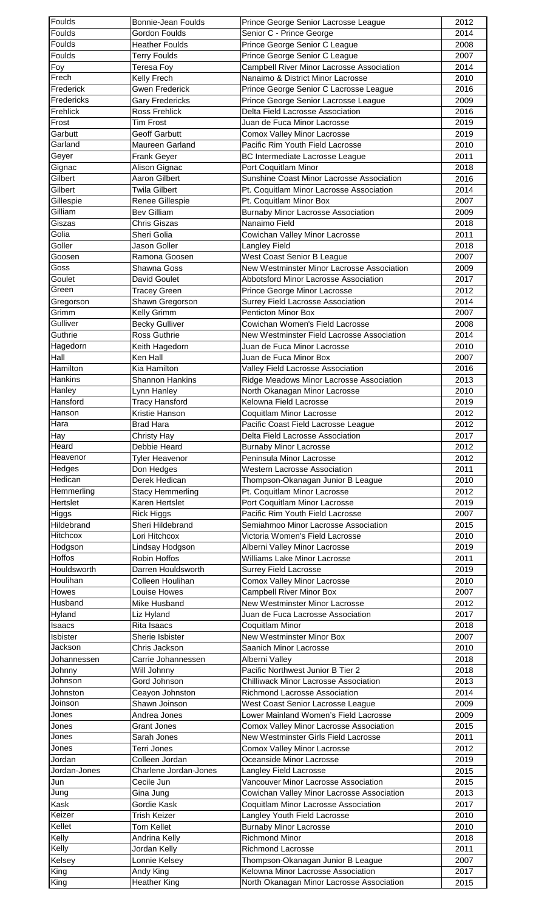| Foulds | Bonnie-Jean Foulds | Prince George Senior Lacrosse League | 2012 |
|---|---|---|---|
| Foulds | Gordon Foulds | Senior C - Prince George | 2014 |
| Foulds | Heather Foulds | Prince George Senior C League | 2008 |
| Foulds | Terry Foulds | Prince George Senior C League | 2007 |
| Foy | Teresa Foy | Campbell River Minor Lacrosse Association | 2014 |
| Frech | Kelly Frech | Nanaimo & District Minor Lacrosse | 2010 |
| Frederick | Gwen Frederick | Prince George Senior C Lacrosse League | 2016 |
| Fredericks | Gary Fredericks | Prince George Senior Lacrosse League | 2009 |
| Frehlick | Ross Frehlick | Delta Field Lacrosse Association | 2016 |
| Frost | Tim Frost | Juan de Fuca Minor Lacrosse | 2019 |
| Garbutt | Geoff Garbutt | Comox Valley Minor Lacrosse | 2019 |
| Garland | Maureen Garland | Pacific Rim Youth Field Lacrosse | 2010 |
| Geyer | Frank Geyer | BC Intermediate Lacrosse League | 2011 |
| Gignac | Alison Gignac | Port Coquitlam Minor | 2018 |
| Gilbert | Aaron Gilbert | Sunshine Coast Minor Lacrosse Association | 2016 |
| Gilbert | Twila Gilbert | Pt. Coquitlam Minor Lacrosse Association | 2014 |
| Gillespie | Renee Gillespie | Pt. Coquitlam Minor Box | 2007 |
| Gilliam | Bev Gilliam | Burnaby Minor Lacrosse Association | 2009 |
| Giszas | Chris Giszas | Nanaimo Field | 2018 |
| Golia | Sheri Golia | Cowichan Valley Minor Lacrosse | 2011 |
| Goller | Jason Goller | Langley Field | 2018 |
| Goosen | Ramona Goosen | West Coast Senior B League | 2007 |
| Goss | Shawna Goss | New Westminster Minor Lacrosse Association | 2009 |
| Goulet | David Goulet | Abbotsford Minor Lacrosse Association | 2017 |
| Green | Tracey Green | Prince George Minor Lacrosse | 2012 |
| Gregorson | Shawn Gregorson | Surrey Field Lacrosse Association | 2014 |
| Grimm | Kelly Grimm | Penticton Minor Box | 2007 |
| Gulliver | Becky Gulliver | Cowichan Women's Field Lacrosse | 2008 |
| Guthrie | Ross Guthrie | New Westminster Field Lacrosse Association | 2014 |
| Hagedorn | Keith Hagedorn | Juan de Fuca Minor Lacrosse | 2010 |
| Hall | Ken Hall | Juan de Fuca Minor Box | 2007 |
| Hamilton | Kia Hamilton | Valley Field Lacrosse Association | 2016 |
| Hankins | Shannon Hankins | Ridge Meadows Minor Lacrosse Association | 2013 |
| Hanley | Lynn Hanley | North Okanagan Minor Lacrosse | 2010 |
| Hansford | Tracy Hansford | Kelowna Field Lacrosse | 2019 |
| Hanson | Kristie Hanson | Coquitlam Minor Lacrosse | 2012 |
| Hara | Brad Hara | Pacific Coast Field Lacrosse League | 2012 |
| Hay | Christy Hay | Delta Field Lacrosse Association | 2017 |
| Heard | Debbie Heard | Burnaby Minor Lacrosse | 2012 |
| Heavenor | Tyler Heavenor | Peninsula Minor Lacrosse | 2012 |
| Hedges | Don Hedges | Western Lacrosse Association | 2011 |
| Hedican | Derek Hedican | Thompson-Okanagan Junior B League | 2010 |
| Hemmerling | Stacy Hemmerling | Pt. Coquitlam Minor Lacrosse | 2012 |
| Hertslet | Karen Hertslet | Port Coquitlam Minor Lacrosse | 2019 |
| Higgs | Rick Higgs | Pacific Rim Youth Field Lacrosse | 2007 |
| Hildebrand | Sheri Hildebrand | Semiahmoo Minor Lacrosse Association | 2015 |
| Hitchcox | Lori Hitchcox | Victoria Women's Field Lacrosse | 2010 |
| Hodgson | Lindsay Hodgson | Alberni Valley Minor Lacrosse | 2019 |
| Hoffos | Robin Hoffos | Williams Lake Minor Lacrosse | 2011 |
| Houldsworth | Darren Houldsworth | Surrey Field Lacrosse | 2019 |
| Houlihan | Colleen Houlihan | Comox Valley Minor Lacrosse | 2010 |
| Howes | Louise Howes | Campbell River Minor Box | 2007 |
| Husband | Mike Husband | New Westminster Minor Lacrosse | 2012 |
| Hyland | Liz Hyland | Juan de Fuca Lacrosse Association | 2017 |
| Isaacs | Rita Isaacs | Coquitlam Minor | 2018 |
| Isbister | Sherie Isbister | New Westminster Minor Box | 2007 |
| Jackson | Chris Jackson | Saanich Minor Lacrosse | 2010 |
| Johannessen | Carrie Johannessen | Alberni Valley | 2018 |
| Johnny | Will Johnny | Pacific Northwest Junior B Tier 2 | 2018 |
| Johnson | Gord Johnson | Chilliwack Minor Lacrosse Association | 2013 |
| Johnston | Ceayon Johnston | Richmond Lacrosse Association | 2014 |
| Joinson | Shawn Joinson | West Coast Senior Lacrosse League | 2009 |
| Jones | Andrea Jones | Lower Mainland Women's Field Lacrosse | 2009 |
| Jones | Grant Jones | Comox Valley Minor Lacrosse Association | 2015 |
| Jones | Sarah Jones | New Westminster Girls Field Lacrosse | 2011 |
| Jones | Terri Jones | Comox Valley Minor Lacrosse | 2012 |
| Jordan | Colleen Jordan | Oceanside Minor Lacrosse | 2019 |
| Jordan-Jones | Charlene Jordan-Jones | Langley Field Lacrosse | 2015 |
| Jun | Cecile Jun | Vancouver Minor Lacrosse Association | 2015 |
| Jung | Gina Jung | Cowichan Valley Minor Lacrosse Association | 2013 |
| Kask | Gordie Kask | Coquitlam Minor Lacrosse Association | 2017 |
| Keizer | Trish Keizer | Langley Youth Field Lacrosse | 2010 |
| Kellet | Tom Kellet | Burnaby Minor Lacrosse | 2010 |
| Kelly | Andrina Kelly | Richmond Minor | 2018 |
| Kelly | Jordan Kelly | Richmond Lacrosse | 2011 |
| Kelsey | Lonnie Kelsey | Thompson-Okanagan Junior B League | 2007 |
| King | Andy King | Kelowna Minor Lacrosse Association | 2017 |
| King | Heather King | North Okanagan Minor Lacrosse Association | 2015 |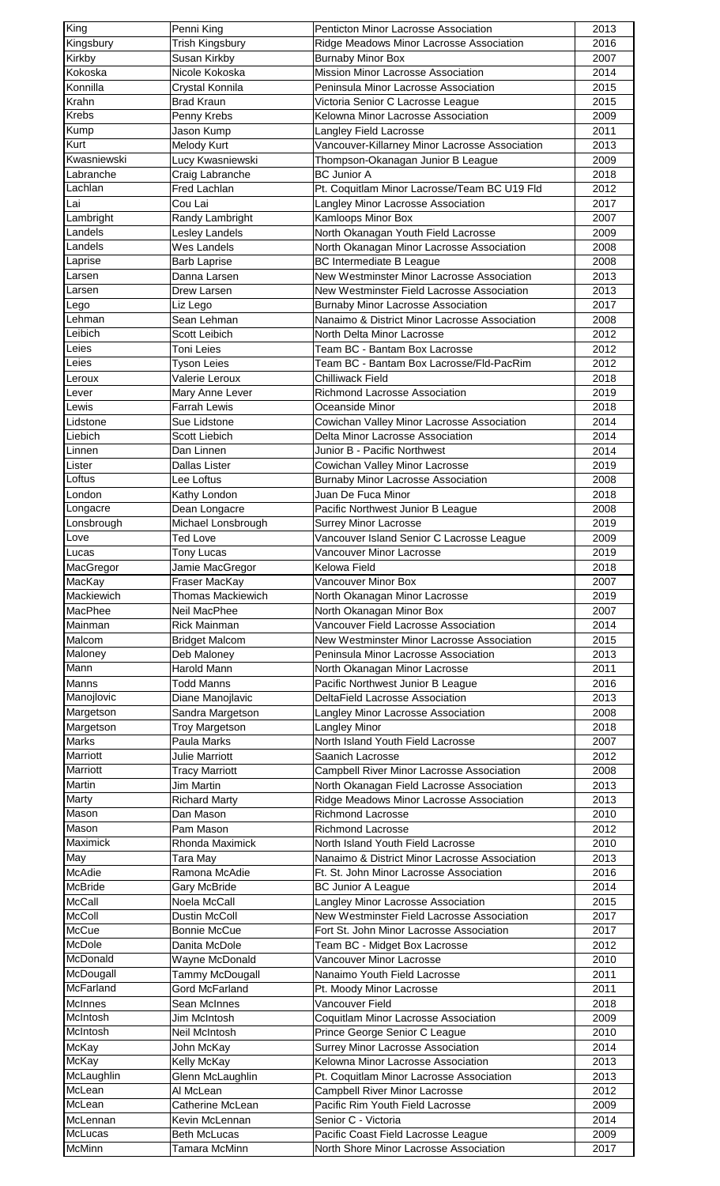| King | Penni King | Penticton Minor Lacrosse Association | 2013 |
|---|---|---|---|
| Kingsbury | Trish Kingsbury | Ridge Meadows Minor Lacrosse Association | 2016 |
| Kirkby | Susan Kirkby | Burnaby Minor Box | 2007 |
| Kokoska | Nicole Kokoska | Mission Minor Lacrosse Association | 2014 |
| Konnilla | Crystal Konnila | Peninsula Minor Lacrosse Association | 2015 |
| Krahn | Brad Kraun | Victoria Senior C Lacrosse League | 2015 |
| Krebs | Penny Krebs | Kelowna Minor Lacrosse Association | 2009 |
| Kump | Jason Kump | Langley Field Lacrosse | 2011 |
| Kurt | Melody Kurt | Vancouver-Killarney Minor Lacrosse Association | 2013 |
| Kwasniewski | Lucy Kwasniewski | Thompson-Okanagan Junior B League | 2009 |
| Labranche | Craig Labranche | BC Junior A | 2018 |
| Lachlan | Fred Lachlan | Pt. Coquitlam Minor Lacrosse/Team BC U19 Fld | 2012 |
| Lai | Cou Lai | Langley Minor Lacrosse Association | 2017 |
| Lambright | Randy Lambright | Kamloops Minor Box | 2007 |
| Landels | Lesley Landels | North Okanagan Youth Field Lacrosse | 2009 |
| Landels | Wes Landels | North Okanagan Minor Lacrosse Association | 2008 |
| Laprise | Barb Laprise | BC Intermediate B League | 2008 |
| Larsen | Danna Larsen | New Westminster Minor Lacrosse Association | 2013 |
| Larsen | Drew Larsen | New Westminster Field Lacrosse Association | 2013 |
| Lego | Liz Lego | Burnaby Minor Lacrosse Association | 2017 |
| Lehman | Sean Lehman | Nanaimo & District Minor Lacrosse Association | 2008 |
| Leibich | Scott Leibich | North Delta Minor Lacrosse | 2012 |
| Leies | Toni Leies | Team BC - Bantam Box Lacrosse | 2012 |
| Leies | Tyson Leies | Team BC - Bantam Box Lacrosse/Fld-PacRim | 2012 |
| Leroux | Valerie Leroux | Chilliwack Field | 2018 |
| Lever | Mary Anne Lever | Richmond Lacrosse Association | 2019 |
| Lewis | Farrah Lewis | Oceanside Minor | 2018 |
| Lidstone | Sue Lidstone | Cowichan Valley Minor Lacrosse Association | 2014 |
| Liebich | Scott Liebich | Delta Minor Lacrosse Association | 2014 |
| Linnen | Dan Linnen | Junior B - Pacific Northwest | 2014 |
| Lister | Dallas Lister | Cowichan Valley Minor Lacrosse | 2019 |
| Loftus | Lee Loftus | Burnaby Minor Lacrosse Association | 2008 |
| London | Kathy London | Juan De Fuca Minor | 2018 |
| Longacre | Dean Longacre | Pacific Northwest Junior B League | 2008 |
| Lonsbrough | Michael Lonsbrough | Surrey Minor Lacrosse | 2019 |
| Love | Ted Love | Vancouver Island Senior C Lacrosse League | 2009 |
| Lucas | Tony Lucas | Vancouver Minor Lacrosse | 2019 |
| MacGregor | Jamie MacGregor | Kelowa Field | 2018 |
| MacKay | Fraser MacKay | Vancouver Minor Box | 2007 |
| Mackiewich | Thomas Mackiewich | North Okanagan Minor Lacrosse | 2019 |
| MacPhee | Neil MacPhee | North Okanagan Minor Box | 2007 |
| Mainman | Rick Mainman | Vancouver Field Lacrosse Association | 2014 |
| Malcom | Bridget Malcom | New Westminster Minor Lacrosse Association | 2015 |
| Maloney | Deb Maloney | Peninsula Minor Lacrosse Association | 2013 |
| Mann | Harold Mann | North Okanagan Minor Lacrosse | 2011 |
| Manns | Todd Manns | Pacific Northwest Junior B League | 2016 |
| Manojlovic | Diane Manojlavic | DeltaField Lacrosse Association | 2013 |
| Margetson | Sandra Margetson | Langley Minor Lacrosse Association | 2008 |
| Margetson | Troy Margetson | Langley Minor | 2018 |
| Marks | Paula Marks | North Island Youth Field Lacrosse | 2007 |
| Marriott | Julie Marriott | Saanich Lacrosse | 2012 |
| Marriott | Tracy Marriott | Campbell River Minor Lacrosse Association | 2008 |
| Martin | Jim Martin | North Okanagan Field Lacrosse Association | 2013 |
| Marty | Richard Marty | Ridge Meadows Minor Lacrosse Association | 2013 |
| Mason | Dan Mason | Richmond Lacrosse | 2010 |
| Mason | Pam Mason | Richmond Lacrosse | 2012 |
| Maximick | Rhonda Maximick | North Island Youth Field Lacrosse | 2010 |
| May | Tara May | Nanaimo & District Minor Lacrosse Association | 2013 |
| McAdie | Ramona McAdie | Ft. St. John Minor Lacrosse Association | 2016 |
| McBride | Gary McBride | BC Junior A League | 2014 |
| McCall | Noela McCall | Langley Minor Lacrosse Association | 2015 |
| McColl | Dustin McColl | New Westminster Field Lacrosse Association | 2017 |
| McCue | Bonnie McCue | Fort St. John Minor Lacrosse Association | 2017 |
| McDole | Danita McDole | Team BC - Midget Box Lacrosse | 2012 |
| McDonald | Wayne McDonald | Vancouver Minor Lacrosse | 2010 |
| McDougall | Tammy McDougall | Nanaimo Youth Field Lacrosse | 2011 |
| McFarland | Gord McFarland | Pt. Moody Minor Lacrosse | 2011 |
| McInnes | Sean McInnes | Vancouver Field | 2018 |
| McIntosh | Jim McIntosh | Coquitlam Minor Lacrosse Association | 2009 |
| McIntosh | Neil McIntosh | Prince George Senior C League | 2010 |
| McKay | John McKay | Surrey Minor Lacrosse Association | 2014 |
| McKay | Kelly McKay | Kelowna Minor Lacrosse Association | 2013 |
| McLaughlin | Glenn McLaughlin | Pt. Coquitlam Minor Lacrosse Association | 2013 |
| McLean | Al McLean | Campbell River Minor Lacrosse | 2012 |
| McLean | Catherine McLean | Pacific Rim Youth Field Lacrosse | 2009 |
| McLennan | Kevin McLennan | Senior C - Victoria | 2014 |
| McLucas | Beth McLucas | Pacific Coast Field Lacrosse League | 2009 |
| McMinn | Tamara McMinn | North Shore Minor Lacrosse Association | 2017 |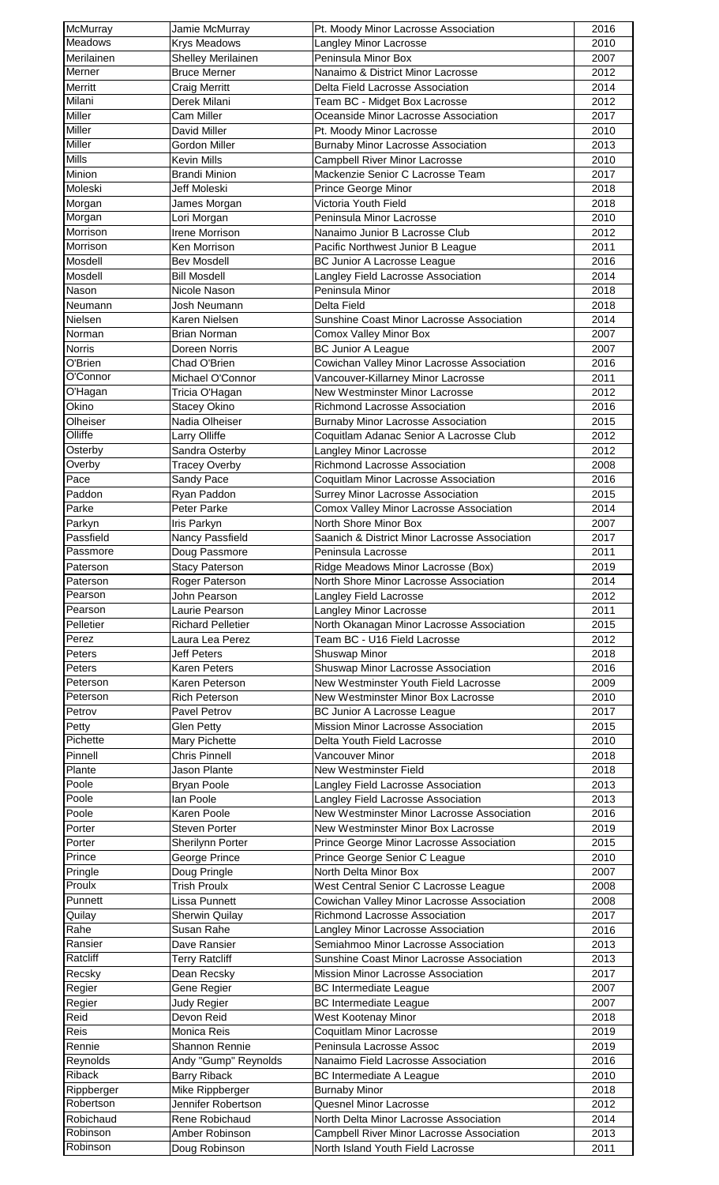| McMurray | Jamie McMurray | Pt. Moody Minor Lacrosse Association | 2016 |
|---|---|---|---|
| Meadows | Krys Meadows | Langley Minor Lacrosse | 2010 |
| Merilainen | Shelley Merilainen | Peninsula Minor Box | 2007 |
| Merner | Bruce Merner | Nanaimo & District Minor Lacrosse | 2012 |
| Merritt | Craig Merritt | Delta Field Lacrosse Association | 2014 |
| Milani | Derek Milani | Team BC - Midget Box Lacrosse | 2012 |
| Miller | Cam Miller | Oceanside Minor Lacrosse Association | 2017 |
| Miller | David Miller | Pt. Moody Minor Lacrosse | 2010 |
| Miller | Gordon Miller | Burnaby Minor Lacrosse Association | 2013 |
| Mills | Kevin Mills | Campbell River Minor Lacrosse | 2010 |
| Minion | Brandi Minion | Mackenzie Senior C Lacrosse Team | 2017 |
| Moleski | Jeff Moleski | Prince George Minor | 2018 |
| Morgan | James Morgan | Victoria Youth Field | 2018 |
| Morgan | Lori Morgan | Peninsula Minor Lacrosse | 2010 |
| Morrison | Irene Morrison | Nanaimo Junior B Lacrosse Club | 2012 |
| Morrison | Ken Morrison | Pacific Northwest Junior B League | 2011 |
| Mosdell | Bev Mosdell | BC Junior A Lacrosse League | 2016 |
| Mosdell | Bill Mosdell | Langley Field Lacrosse Association | 2014 |
| Nason | Nicole Nason | Peninsula Minor | 2018 |
| Neumann | Josh Neumann | Delta Field | 2018 |
| Nielsen | Karen Nielsen | Sunshine Coast Minor Lacrosse Association | 2014 |
| Norman | Brian Norman | Comox Valley Minor Box | 2007 |
| Norris | Doreen Norris | BC Junior A League | 2007 |
| O'Brien | Chad O'Brien | Cowichan Valley Minor Lacrosse Association | 2016 |
| O'Connor | Michael O'Connor | Vancouver-Killarney Minor Lacrosse | 2011 |
| O'Hagan | Tricia O'Hagan | New Westminster Minor Lacrosse | 2012 |
| Okino | Stacey Okino | Richmond Lacrosse Association | 2016 |
| Olheiser | Nadia Olheiser | Burnaby Minor Lacrosse Association | 2015 |
| Olliffe | Larry Olliffe | Coquitlam Adanac Senior A Lacrosse Club | 2012 |
| Osterby | Sandra Osterby | Langley Minor Lacrosse | 2012 |
| Overby | Tracey Overby | Richmond Lacrosse Association | 2008 |
| Pace | Sandy Pace | Coquitlam Minor Lacrosse Association | 2016 |
| Paddon | Ryan Paddon | Surrey Minor Lacrosse Association | 2015 |
| Parke | Peter Parke | Comox Valley Minor Lacrosse Association | 2014 |
| Parkyn | Iris Parkyn | North Shore Minor Box | 2007 |
| Passfield | Nancy Passfield | Saanich & District Minor Lacrosse Association | 2017 |
| Passmore | Doug Passmore | Peninsula Lacrosse | 2011 |
| Paterson | Stacy Paterson | Ridge Meadows Minor Lacrosse (Box) | 2019 |
| Paterson | Roger Paterson | North Shore Minor Lacrosse Association | 2014 |
| Pearson | John Pearson | Langley Field Lacrosse | 2012 |
| Pearson | Laurie Pearson | Langley Minor Lacrosse | 2011 |
| Pelletier | Richard Pelletier | North Okanagan Minor Lacrosse Association | 2015 |
| Perez | Laura Lea Perez | Team BC - U16 Field Lacrosse | 2012 |
| Peters | Jeff Peters | Shuswap Minor | 2018 |
| Peters | Karen Peters | Shuswap Minor Lacrosse Association | 2016 |
| Peterson | Karen Peterson | New Westminster Youth Field Lacrosse | 2009 |
| Peterson | Rich Peterson | New Westminster Minor Box Lacrosse | 2010 |
| Petrov | Pavel Petrov | BC Junior A Lacrosse League | 2017 |
| Petty | Glen Petty | Mission Minor Lacrosse Association | 2015 |
| Pichette | Mary Pichette | Delta Youth Field Lacrosse | 2010 |
| Pinnell | Chris Pinnell | Vancouver Minor | 2018 |
| Plante | Jason Plante | New Westminster Field | 2018 |
| Poole | Bryan Poole | Langley Field Lacrosse Association | 2013 |
| Poole | Ian Poole | Langley Field Lacrosse Association | 2013 |
| Poole | Karen Poole | New Westminster Minor Lacrosse Association | 2016 |
| Porter | Steven Porter | New Westminster Minor Box Lacrosse | 2019 |
| Porter | Sherilynn Porter | Prince George Minor Lacrosse Association | 2015 |
| Prince | George Prince | Prince George Senior C League | 2010 |
| Pringle | Doug Pringle | North Delta Minor Box | 2007 |
| Proulx | Trish Proulx | West Central Senior C Lacrosse League | 2008 |
| Punnett | Lissa Punnett | Cowichan Valley Minor Lacrosse Association | 2008 |
| Quilay | Sherwin Quilay | Richmond Lacrosse Association | 2017 |
| Rahe | Susan Rahe | Langley Minor Lacrosse Association | 2016 |
| Ransier | Dave Ransier | Semiahmoo Minor Lacrosse Association | 2013 |
| Ratcliff | Terry Ratcliff | Sunshine Coast Minor Lacrosse Association | 2013 |
| Recsky | Dean Recsky | Mission Minor Lacrosse Association | 2017 |
| Regier | Gene Regier | BC Intermediate League | 2007 |
| Regier | Judy Regier | BC Intermediate League | 2007 |
| Reid | Devon Reid | West Kootenay Minor | 2018 |
| Reis | Monica Reis | Coquitlam Minor Lacrosse | 2019 |
| Rennie | Shannon Rennie | Peninsula Lacrosse Assoc | 2019 |
| Reynolds | Andy "Gump" Reynolds | Nanaimo Field Lacrosse Association | 2016 |
| Riback | Barry Riback | BC Intermediate A League | 2010 |
| Rippberger | Mike Rippberger | Burnaby Minor | 2018 |
| Robertson | Jennifer Robertson | Quesnel Minor Lacrosse | 2012 |
| Robichaud | Rene Robichaud | North Delta Minor Lacrosse Association | 2014 |
| Robinson | Amber Robinson | Campbell River Minor Lacrosse Association | 2013 |
| Robinson | Doug Robinson | North Island Youth Field Lacrosse | 2011 |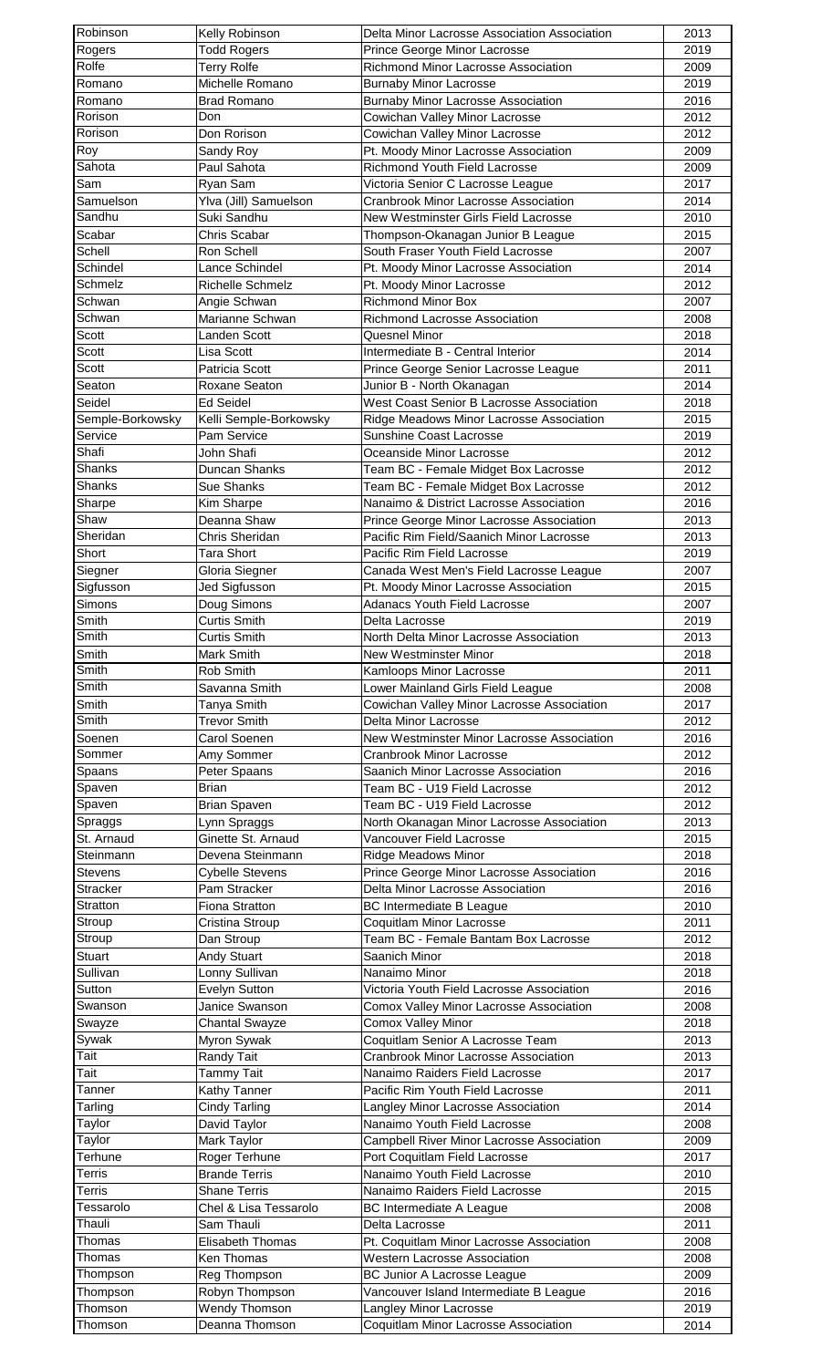| Robinson | Kelly Robinson | Delta Minor Lacrosse Association Association | 2013 |
|---|---|---|---|
| Rogers | Todd Rogers | Prince George Minor Lacrosse | 2019 |
| Rolfe | Terry Rolfe | Richmond Minor Lacrosse Association | 2009 |
| Romano | Michelle Romano | Burnaby Minor Lacrosse | 2019 |
| Romano | Brad Romano | Burnaby Minor Lacrosse Association | 2016 |
| Rorison | Don | Cowichan Valley Minor Lacrosse | 2012 |
| Rorison | Don Rorison | Cowichan Valley Minor Lacrosse | 2012 |
| Roy | Sandy Roy | Pt. Moody Minor Lacrosse Association | 2009 |
| Sahota | Paul Sahota | Richmond Youth Field Lacrosse | 2009 |
| Sam | Ryan Sam | Victoria Senior C Lacrosse League | 2017 |
| Samuelson | Ylva (Jill) Samuelson | Cranbrook Minor Lacrosse Association | 2014 |
| Sandhu | Suki Sandhu | New Westminster Girls Field Lacrosse | 2010 |
| Scabar | Chris Scabar | Thompson-Okanagan Junior B League | 2015 |
| Schell | Ron Schell | South Fraser Youth Field Lacrosse | 2007 |
| Schindel | Lance Schindel | Pt. Moody Minor Lacrosse Association | 2014 |
| Schmelz | Richelle Schmelz | Pt. Moody Minor Lacrosse | 2012 |
| Schwan | Angie Schwan | Richmond Minor Box | 2007 |
| Schwan | Marianne Schwan | Richmond Lacrosse Association | 2008 |
| Scott | Landen Scott | Quesnel Minor | 2018 |
| Scott | Lisa Scott | Intermediate B - Central Interior | 2014 |
| Scott | Patricia Scott | Prince George Senior Lacrosse League | 2011 |
| Seaton | Roxane Seaton | Junior B - North Okanagan | 2014 |
| Seidel | Ed Seidel | West Coast Senior B Lacrosse Association | 2018 |
| Semple-Borkowsky | Kelli Semple-Borkowsky | Ridge Meadows Minor Lacrosse Association | 2015 |
| Service | Pam Service | Sunshine Coast Lacrosse | 2019 |
| Shafi | John Shafi | Oceanside Minor Lacrosse | 2012 |
| Shanks | Duncan Shanks | Team BC - Female Midget Box Lacrosse | 2012 |
| Shanks | Sue Shanks | Team BC - Female Midget Box Lacrosse | 2012 |
| Sharpe | Kim Sharpe | Nanaimo & District Lacrosse Association | 2016 |
| Shaw | Deanna Shaw | Prince George Minor Lacrosse Association | 2013 |
| Sheridan | Chris Sheridan | Pacific Rim Field/Saanich Minor Lacrosse | 2013 |
| Short | Tara Short | Pacific Rim Field Lacrosse | 2019 |
| Siegner | Gloria Siegner | Canada West Men's Field Lacrosse League | 2007 |
| Sigfusson | Jed Sigfusson | Pt. Moody Minor Lacrosse Association | 2015 |
| Simons | Doug Simons | Adanacs Youth Field Lacrosse | 2007 |
| Smith | Curtis Smith | Delta Lacrosse | 2019 |
| Smith | Curtis Smith | North Delta Minor Lacrosse Association | 2013 |
| Smith | Mark Smith | New Westminster Minor | 2018 |
| Smith | Rob Smith | Kamloops Minor Lacrosse | 2011 |
| Smith | Savanna Smith | Lower Mainland Girls Field League | 2008 |
| Smith | Tanya Smith | Cowichan Valley Minor Lacrosse Association | 2017 |
| Smith | Trevor Smith | Delta Minor Lacrosse | 2012 |
| Soenen | Carol Soenen | New Westminster Minor Lacrosse Association | 2016 |
| Sommer | Amy Sommer | Cranbrook Minor Lacrosse | 2012 |
| Spaans | Peter Spaans | Saanich Minor Lacrosse Association | 2016 |
| Spaven | Brian | Team BC - U19 Field Lacrosse | 2012 |
| Spaven | Brian Spaven | Team BC - U19 Field Lacrosse | 2012 |
| Spraggs | Lynn Spraggs | North Okanagan Minor Lacrosse Association | 2013 |
| St. Arnaud | Ginette St. Arnaud | Vancouver Field Lacrosse | 2015 |
| Steinmann | Devena Steinmann | Ridge Meadows Minor | 2018 |
| Stevens | Cybelle Stevens | Prince George Minor Lacrosse Association | 2016 |
| Stracker | Pam Stracker | Delta Minor Lacrosse Association | 2016 |
| Stratton | Fiona Stratton | BC Intermediate B League | 2010 |
| Stroup | Cristina Stroup | Coquitlam Minor Lacrosse | 2011 |
| Stroup | Dan Stroup | Team BC - Female Bantam Box Lacrosse | 2012 |
| Stuart | Andy Stuart | Saanich Minor | 2018 |
| Sullivan | Lonny Sullivan | Nanaimo Minor | 2018 |
| Sutton | Evelyn Sutton | Victoria Youth Field Lacrosse Association | 2016 |
| Swanson | Janice Swanson | Comox Valley Minor Lacrosse Association | 2008 |
| Swayze | Chantal Swayze | Comox Valley Minor | 2018 |
| Sywak | Myron Sywak | Coquitlam Senior A Lacrosse Team | 2013 |
| Tait | Randy Tait | Cranbrook Minor Lacrosse Association | 2013 |
| Tait | Tammy Tait | Nanaimo Raiders Field Lacrosse | 2017 |
| Tanner | Kathy Tanner | Pacific Rim Youth Field Lacrosse | 2011 |
| Tarling | Cindy Tarling | Langley Minor Lacrosse Association | 2014 |
| Taylor | David Taylor | Nanaimo Youth Field Lacrosse | 2008 |
| Taylor | Mark Taylor | Campbell River Minor Lacrosse Association | 2009 |
| Terhune | Roger Terhune | Port Coquitlam Field Lacrosse | 2017 |
| Terris | Brande Terris | Nanaimo Youth Field Lacrosse | 2010 |
| Terris | Shane Terris | Nanaimo Raiders Field Lacrosse | 2015 |
| Tessarolo | Chel & Lisa Tessarolo | BC Intermediate A League | 2008 |
| Thauli | Sam Thauli | Delta Lacrosse | 2011 |
| Thomas | Elisabeth Thomas | Pt. Coquitlam Minor Lacrosse Association | 2008 |
| Thomas | Ken Thomas | Western Lacrosse Association | 2008 |
| Thompson | Reg Thompson | BC Junior A Lacrosse League | 2009 |
| Thompson | Robyn Thompson | Vancouver Island Intermediate B League | 2016 |
| Thomson | Wendy Thomson | Langley Minor Lacrosse | 2019 |
| Thomson | Deanna Thomson | Coquitlam Minor Lacrosse Association | 2014 |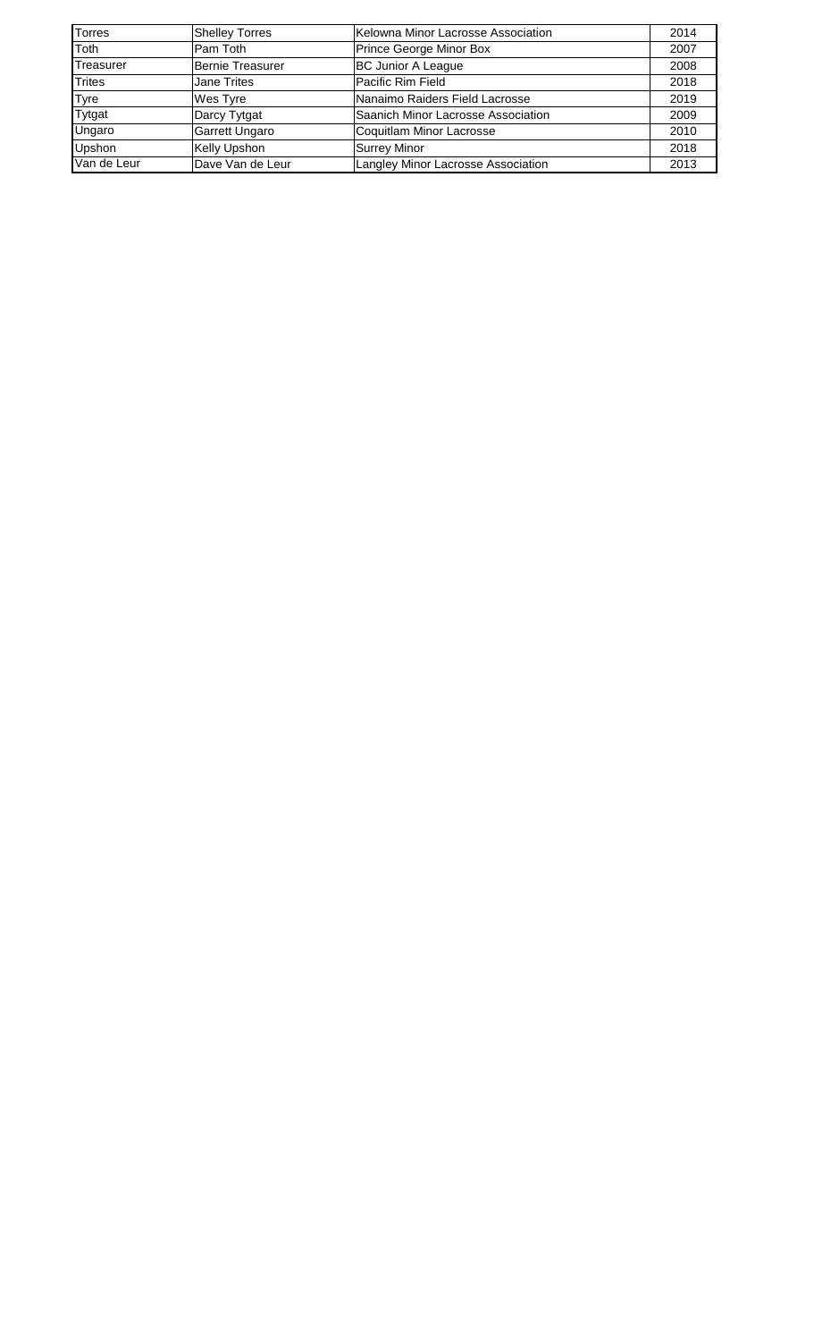| | | | |
|---|---|---|---|
| Torres | Shelley Torres | Kelowna Minor Lacrosse Association | 2014 |
| Toth | Pam Toth | Prince George Minor Box | 2007 |
| Treasurer | Bernie Treasurer | BC Junior A League | 2008 |
| Trites | Jane Trites | Pacific Rim Field | 2018 |
| Tyre | Wes Tyre | Nanaimo Raiders Field Lacrosse | 2019 |
| Tytgat | Darcy Tytgat | Saanich Minor Lacrosse Association | 2009 |
| Ungaro | Garrett Ungaro | Coquitlam Minor Lacrosse | 2010 |
| Upshon | Kelly Upshon | Surrey Minor | 2018 |
| Van de Leur | Dave Van de Leur | Langley Minor Lacrosse Association | 2013 |